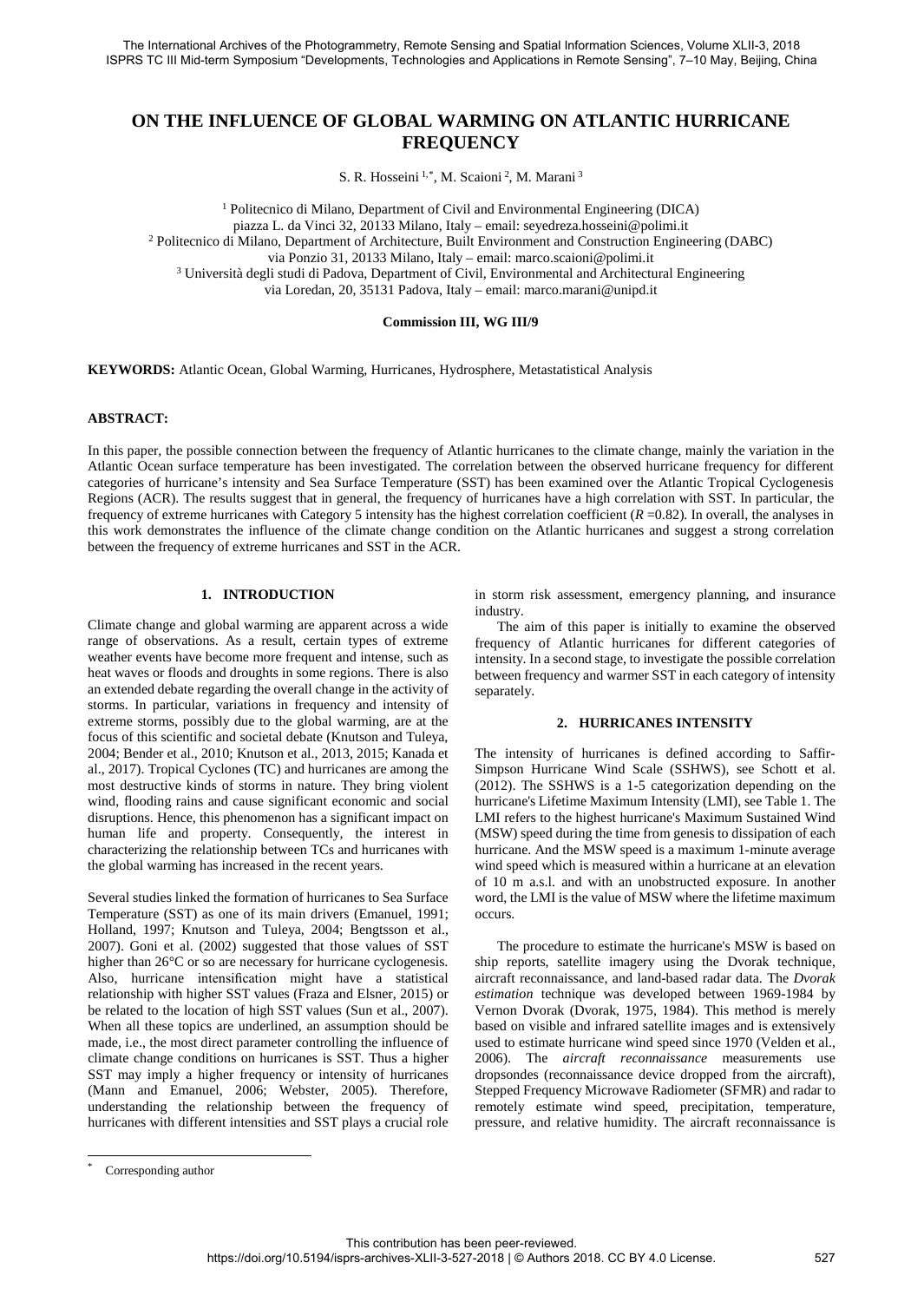# ON THE INFLUENCE OF GLOBAL WARMING ON ATLANTIC HURRICANE FREQUENCY

S. R. Hosseini [1,*], M. Scaioni [2], M. Marani [3]

[1] Politecnico di Milano, Department of Civil and Environmental Engineering (DICA)
piazza L. da Vinci 32, 20133 Milano, Italy – email: seyedreza.hosseini@polimi.it
[2] Politecnico di Milano, Department of Architecture, Built Environment and Construction Engineering (DABC)
via Ponzio 31, 20133 Milano, Italy – email: marco.scaioni@polimi.it
[3] Università degli studi di Padova, Department of Civil, Environmental and Architectural Engineering
via Loredan, 20, 35131 Padova, Italy – email: marco.marani@unipd.it

**Commission III, WG III/9**

**KEYWORDS:** Atlantic Ocean, Global Warming, Hurricanes, Hydrosphere, Metastatistical Analysis

## ABSTRACT:

In this paper, the possible connection between the frequency of Atlantic hurricanes to the climate change, mainly the variation in the Atlantic Ocean surface temperature has been investigated. The correlation between the observed hurricane frequency for different categories of hurricane's intensity and Sea Surface Temperature (SST) has been examined over the Atlantic Tropical Cyclogenesis Regions (ACR). The results suggest that in general, the frequency of hurricanes have a high correlation with SST. In particular, the frequency of extreme hurricanes with Category 5 intensity has the highest correlation coefficient ($R$ =0.82). In overall, the analyses in this work demonstrates the influence of the climate change condition on the Atlantic hurricanes and suggest a strong correlation between the frequency of extreme hurricanes and SST in the ACR.

## 1. INTRODUCTION

Climate change and global warming are apparent across a wide range of observations. As a result, certain types of extreme weather events have become more frequent and intense, such as heat waves or floods and droughts in some regions. There is also an extended debate regarding the overall change in the activity of storms. In particular, variations in frequency and intensity of extreme storms, possibly due to the global warming, are at the focus of this scientific and societal debate (Knutson and Tuleya, 2004; Bender et al., 2010; Knutson et al., 2013, 2015; Kanada et al., 2017). Tropical Cyclones (TC) and hurricanes are among the most destructive kinds of storms in nature. They bring violent wind, flooding rains and cause significant economic and social disruptions. Hence, this phenomenon has a significant impact on human life and property. Consequently, the interest in characterizing the relationship between TCs and hurricanes with the global warming has increased in the recent years.

Several studies linked the formation of hurricanes to Sea Surface Temperature (SST) as one of its main drivers (Emanuel, 1991; Holland, 1997; Knutson and Tuleya, 2004; Bengtsson et al., 2007). Goni et al. (2002) suggested that those values of SST higher than 26°C or so are necessary for hurricane cyclogenesis. Also, hurricane intensification might have a statistical relationship with higher SST values (Fraza and Elsner, 2015) or be related to the location of high SST values (Sun et al., 2007). When all these topics are underlined, an assumption should be made, i.e., the most direct parameter controlling the influence of climate change conditions on hurricanes is SST. Thus a higher SST may imply a higher frequency or intensity of hurricanes (Mann and Emanuel, 2006; Webster, 2005). Therefore, understanding the relationship between the frequency of hurricanes with different intensities and SST plays a crucial role in storm risk assessment, emergency planning, and insurance industry.

The aim of this paper is initially to examine the observed frequency of Atlantic hurricanes for different categories of intensity. In a second stage, to investigate the possible correlation between frequency and warmer SST in each category of intensity separately.

## 2. HURRICANES INTENSITY

The intensity of hurricanes is defined according to Saffir-Simpson Hurricane Wind Scale (SSHWS), see Schott et al. (2012). The SSHWS is a 1-5 categorization depending on the hurricane's Lifetime Maximum Intensity (LMI), see Table 1. The LMI refers to the highest hurricane's Maximum Sustained Wind (MSW) speed during the time from genesis to dissipation of each hurricane. And the MSW speed is a maximum 1-minute average wind speed which is measured within a hurricane at an elevation of 10 m a.s.l. and with an unobstructed exposure. In another word, the LMI is the value of MSW where the lifetime maximum occurs.

The procedure to estimate the hurricane's MSW is based on ship reports, satellite imagery using the Dvorak technique, aircraft reconnaissance, and land-based radar data. The *Dvorak estimation* technique was developed between 1969-1984 by Vernon Dvorak (Dvorak, 1975, 1984). This method is merely based on visible and infrared satellite images and is extensively used to estimate hurricane wind speed since 1970 (Velden et al., 2006). The *aircraft reconnaissance* measurements use dropsondes (reconnaissance device dropped from the aircraft), Stepped Frequency Microwave Radiometer (SFMR) and radar to remotely estimate wind speed, precipitation, temperature, pressure, and relative humidity. The aircraft reconnaissance is

[*] Corresponding author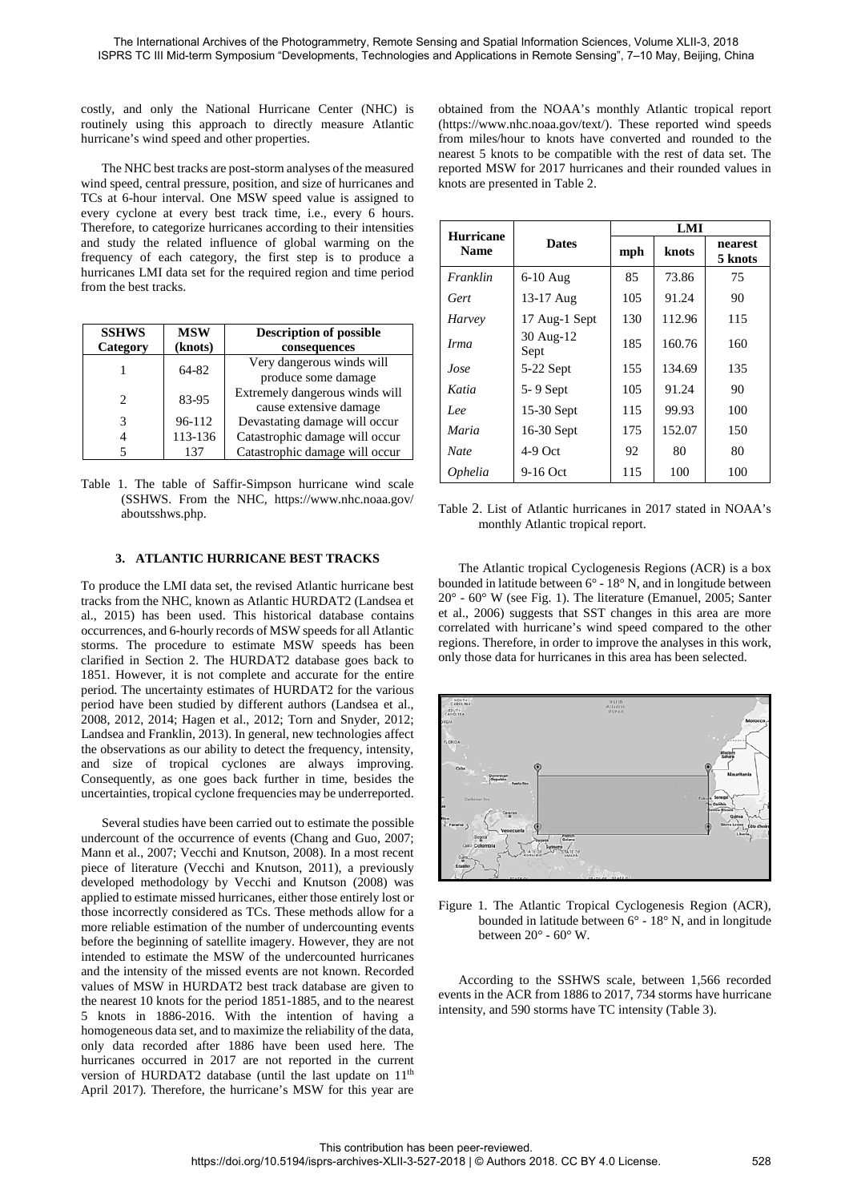costly, and only the National Hurricane Center (NHC) is routinely using this approach to directly measure Atlantic hurricane's wind speed and other properties.

The NHC best tracks are post-storm analyses of the measured wind speed, central pressure, position, and size of hurricanes and TCs at 6-hour interval. One MSW speed value is assigned to every cyclone at every best track time, i.e., every 6 hours. Therefore, to categorize hurricanes according to their intensities and study the related influence of global warming on the frequency of each category, the first step is to produce a hurricanes LMI data set for the required region and time period from the best tracks.

| SSHWS Category | MSW (knots) | Description of possible consequences |
|---|---|---|
| 1 | 64-82 | Very dangerous winds will produce some damage |
| 2 | 83-95 | Extremely dangerous winds will cause extensive damage |
| 3 | 96-112 | Devastating damage will occur |
| 4 | 113-136 | Catastrophic damage will occur |
| 5 | 137 | Catastrophic damage will occur |

Table 1. The table of Saffir-Simpson hurricane wind scale (SSHWS. From the NHC, https://www.nhc.noaa.gov/aboutsshws.php.

## 3. ATLANTIC HURRICANE BEST TRACKS

To produce the LMI data set, the revised Atlantic hurricane best tracks from the NHC, known as Atlantic HURDAT2 (Landsea et al., 2015) has been used. This historical database contains occurrences, and 6-hourly records of MSW speeds for all Atlantic storms. The procedure to estimate MSW speeds has been clarified in Section 2. The HURDAT2 database goes back to 1851. However, it is not complete and accurate for the entire period. The uncertainty estimates of HURDAT2 for the various period have been studied by different authors (Landsea et al., 2008, 2012, 2014; Hagen et al., 2012; Torn and Snyder, 2012; Landsea and Franklin, 2013). In general, new technologies affect the observations as our ability to detect the frequency, intensity, and size of tropical cyclones are always improving. Consequently, as one goes back further in time, besides the uncertainties, tropical cyclone frequencies may be underreported.

Several studies have been carried out to estimate the possible undercount of the occurrence of events (Chang and Guo, 2007; Mann et al., 2007; Vecchi and Knutson, 2008). In a most recent piece of literature (Vecchi and Knutson, 2011), a previously developed methodology by Vecchi and Knutson (2008) was applied to estimate missed hurricanes, either those entirely lost or those incorrectly considered as TCs. These methods allow for a more reliable estimation of the number of undercounting events before the beginning of satellite imagery. However, they are not intended to estimate the MSW of the undercounted hurricanes and the intensity of the missed events are not known. Recorded values of MSW in HURDAT2 best track database are given to the nearest 10 knots for the period 1851-1885, and to the nearest 5 knots in 1886-2016. With the intention of having a homogeneous data set, and to maximize the reliability of the data, only data recorded after 1886 have been used here. The hurricanes occurred in 2017 are not reported in the current version of HURDAT2 database (until the last update on 11th April 2017). Therefore, the hurricane's MSW for this year are obtained from the NOAA's monthly Atlantic tropical report (https://www.nhc.noaa.gov/text/). These reported wind speeds from miles/hour to knots have converted and rounded to the nearest 5 knots to be compatible with the rest of data set. The reported MSW for 2017 hurricanes and their rounded values in knots are presented in Table 2.

| Hurricane Name | Dates | LMI | | |
|---|---|---|---|---|
| | | mph | knots | nearest 5 knots |
| *Franklin* | 6-10 Aug | 85 | 73.86 | 75 |
| *Gert* | 13-17 Aug | 105 | 91.24 | 90 |
| *Harvey* | 17 Aug-1 Sept | 130 | 112.96 | 115 |
| *Irma* | 30 Aug-12 Sept | 185 | 160.76 | 160 |
| *Jose* | 5-22 Sept | 155 | 134.69 | 135 |
| *Katia* | 5- 9 Sept | 105 | 91.24 | 90 |
| *Lee* | 15-30 Sept | 115 | 99.93 | 100 |
| *Maria* | 16-30 Sept | 175 | 152.07 | 150 |
| *Nate* | 4-9 Oct | 92 | 80 | 80 |
| *Ophelia* | 9-16 Oct | 115 | 100 | 100 |

Table 2. List of Atlantic hurricanes in 2017 stated in NOAA's monthly Atlantic tropical report.

The Atlantic tropical Cyclogenesis Regions (ACR) is a box bounded in latitude between 6° - 18° N, and in longitude between 20° - 60° W (see Fig. 1). The literature (Emanuel, 2005; Santer et al., 2006) suggests that SST changes in this area are more correlated with hurricane's wind speed compared to the other regions. Therefore, in order to improve the analyses in this work, only those data for hurricanes in this area has been selected.

Figure 1. The Atlantic Tropical Cyclogenesis Region (ACR), bounded in latitude between 6° - 18° N, and in longitude between 20° - 60° W.

According to the SSHWS scale, between 1,566 recorded events in the ACR from 1886 to 2017, 734 storms have hurricane intensity, and 590 storms have TC intensity (Table 3).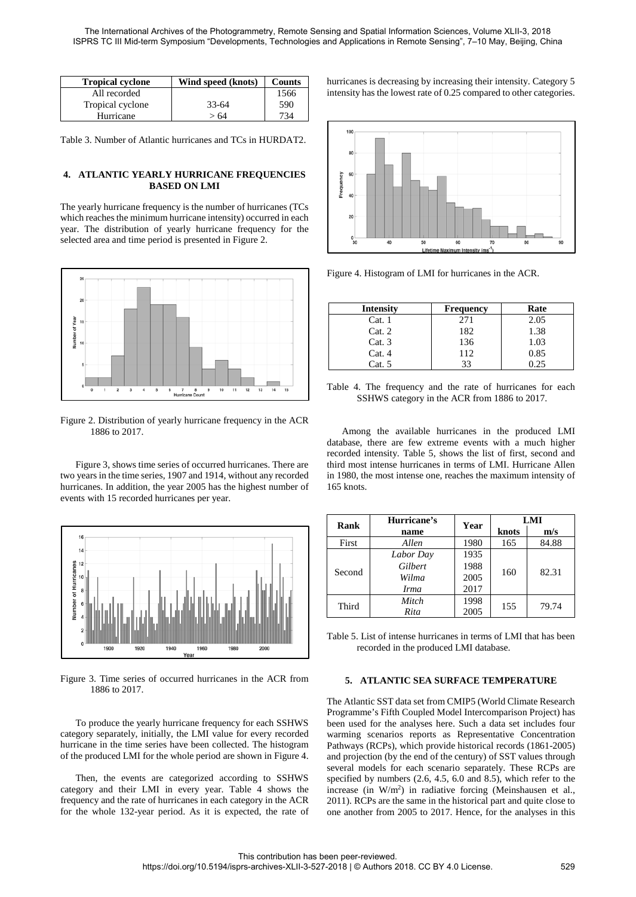| Tropical cyclone | Wind speed (knots) | Counts |
|---|---|---|
| All recorded | | 1566 |
| Tropical cyclone | 33-64 | 590 |
| Hurricane | > 64 | 734 |

Table 3. Number of Atlantic hurricanes and TCs in HURDAT2.

## 4. ATLANTIC YEARLY HURRICANE FREQUENCIES BASED ON LMI

The yearly hurricane frequency is the number of hurricanes (TCs which reaches the minimum hurricane intensity) occurred in each year. The distribution of yearly hurricane frequency for the selected area and time period is presented in Figure 2.

Figure 2. Distribution of yearly hurricane frequency in the ACR 1886 to 2017.

Figure 3, shows time series of occurred hurricanes. There are two years in the time series, 1907 and 1914, without any recorded hurricanes. In addition, the year 2005 has the highest number of events with 15 recorded hurricanes per year.

Figure 3. Time series of occurred hurricanes in the ACR from 1886 to 2017.

To produce the yearly hurricane frequency for each SSHWS category separately, initially, the LMI value for every recorded hurricane in the time series have been collected. The histogram of the produced LMI for the whole period are shown in Figure 4.

Then, the events are categorized according to SSHWS category and their LMI in every year. Table 4 shows the frequency and the rate of hurricanes in each category in the ACR for the whole 132-year period. As it is expected, the rate of hurricanes is decreasing by increasing their intensity. Category 5 intensity has the lowest rate of 0.25 compared to other categories.

Figure 4. Histogram of LMI for hurricanes in the ACR.

| Intensity | Frequency | Rate |
|---|---|---|
| Cat. 1 | 271 | 2.05 |
| Cat. 2 | 182 | 1.38 |
| Cat. 3 | 136 | 1.03 |
| Cat. 4 | 112 | 0.85 |
| Cat. 5 | 33 | 0.25 |

Table 4. The frequency and the rate of hurricanes for each SSHWS category in the ACR from 1886 to 2017.

Among the available hurricanes in the produced LMI database, there are few extreme events with a much higher recorded intensity. Table 5, shows the list of first, second and third most intense hurricanes in terms of LMI. Hurricane Allen in 1980, the most intense one, reaches the maximum intensity of 165 knots.

| Rank | Hurricane's name | Year | LMI | |
|---|---|---|---|---|
| | | | knots | m/s |
| First | *Allen* | 1980 | 165 | 84.88 |
| Second | *Labor Day* | 1935 | 160 | 82.31 |
| | *Gilbert* | 1988 | | |
| | *Wilma* | 2005 | | |
| | *Irma* | 2017 | | |
| Third | *Mitch* | 1998 | 155 | 79.74 |
| | *Rita* | 2005 | | |

Table 5. List of intense hurricanes in terms of LMI that has been recorded in the produced LMI database.

## 5. ATLANTIC SEA SURFACE TEMPERATURE

The Atlantic SST data set from CMIP5 (World Climate Research Programme's Fifth Coupled Model Intercomparison Project) has been used for the analyses here. Such a data set includes four warming scenarios reports as Representative Concentration Pathways (RCPs), which provide historical records (1861-2005) and projection (by the end of the century) of SST values through several models for each scenario separately. These RCPs are specified by numbers (2.6, 4.5, 6.0 and 8.5), which refer to the increase (in $W/m^2$) in radiative forcing (Meinshausen et al., 2011). RCPs are the same in the historical part and quite close to one another from 2005 to 2017. Hence, for the analyses in this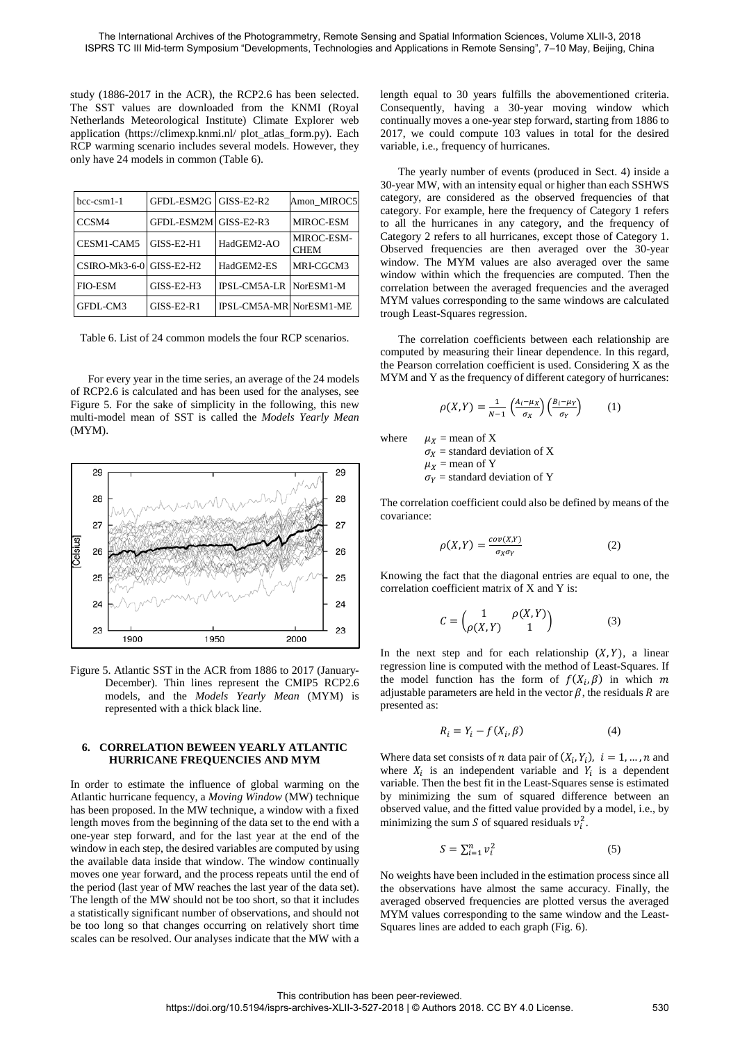study (1886-2017 in the ACR), the RCP2.6 has been selected. The SST values are downloaded from the KNMI (Royal Netherlands Meteorological Institute) Climate Explorer web application (https://climexp.knmi.nl/ plot_atlas_form.py). Each RCP warming scenario includes several models. However, they only have 24 models in common (Table 6).

| bcc-csm1-1 | GFDL-ESM2G | GISS-E2-R2 | Amon_MIROC5 |
|---|---|---|---|
| CCSM4 | GFDL-ESM2M | GISS-E2-R3 | MIROC-ESM |
| CESM1-CAM5 | GISS-E2-H1 | HadGEM2-AO | MIROC-ESM-CHEM |
| CSIRO-Mk3-6-0 | GISS-E2-H2 | HadGEM2-ES | MRI-CGCM3 |
| FIO-ESM | GISS-E2-H3 | IPSL-CM5A-LR | NorESM1-M |
| GFDL-CM3 | GISS-E2-R1 | IPSL-CM5A-MR | NorESM1-ME |

Table 6. List of 24 common models the four RCP scenarios.

For every year in the time series, an average of the 24 models of RCP2.6 is calculated and has been used for the analyses, see Figure 5. For the sake of simplicity in the following, this new multi-model mean of SST is called the *Models Yearly Mean* (MYM).

Figure 5. Atlantic SST in the ACR from 1886 to 2017 (January-December). Thin lines represent the CMIP5 RCP2.6 models, and the *Models Yearly Mean* (MYM) is represented with a thick black line.

## 6. CORRELATION BEWEEN YEARLY ATLANTIC HURRICANE FREQUENCIES AND MYM

In order to estimate the influence of global warming on the Atlantic hurricane fequency, a *Moving Window* (MW) technique has been proposed. In the MW technique, a window with a fixed length moves from the beginning of the data set to the end with a one-year step forward, and for the last year at the end of the window in each step, the desired variables are computed by using the available data inside that window. The window continually moves one year forward, and the process repeats until the end of the period (last year of MW reaches the last year of the data set). The length of the MW should not be too short, so that it includes a statistically significant number of observations, and should not be too long so that changes occurring on relatively short time scales can be resolved. Our analyses indicate that the MW with a length equal to 30 years fulfills the abovementioned criteria. Consequently, having a 30-year moving window which continually moves a one-year step forward, starting from 1886 to 2017, we could compute 103 values in total for the desired variable, i.e., frequency of hurricanes.

The yearly number of events (produced in Sect. 4) inside a 30-year MW, with an intensity equal or higher than each SSHWS category, are considered as the observed frequencies of that category. For example, here the frequency of Category 1 refers to all the hurricanes in any category, and the frequency of Category 2 refers to all hurricanes, except those of Category 1. Observed frequencies are then averaged over the 30-year window. The MYM values are also averaged over the same window within which the frequencies are computed. Then the correlation between the averaged frequencies and the averaged MYM values corresponding to the same windows are calculated trough Least-Squares regression.

The correlation coefficients between each relationship are computed by measuring their linear dependence. In this regard, the Pearson correlation coefficient is used. Considering X as the MYM and Y as the frequency of different category of hurricanes:

$$\rho(X,Y) = \frac{1}{N-1}\left(\frac{A_i-\mu_X}{\sigma_X}\right)\left(\frac{B_i-\mu_Y}{\sigma_Y}\right) \qquad (1)$$

where $\mu_X$ = mean of X
$\sigma_X$ = standard deviation of X
$\mu_X$ = mean of Y
$\sigma_Y$ = standard deviation of Y

The correlation coefficient could also be defined by means of the covariance:

$$\rho(X,Y) = \frac{cov(X,Y)}{\sigma_X \sigma_Y} \qquad (2)$$

Knowing the fact that the diagonal entries are equal to one, the correlation coefficient matrix of X and Y is:

$$C = \begin{pmatrix} 1 & \rho(X,Y) \\ \rho(X,Y) & 1 \end{pmatrix} \qquad (3)$$

In the next step and for each relationship $(X, Y)$, a linear regression line is computed with the method of Least-Squares. If the model function has the form of $f(X_i, \beta)$ in which $m$ adjustable parameters are held in the vector $\beta$, the residuals $R$ are presented as:

$$R_i = Y_i - f(X_i, \beta) \qquad (4)$$

Where data set consists of $n$ data pair of $(X_i, Y_i)$, $i = 1, \ldots, n$ and where $X_i$ is an independent variable and $Y_i$ is a dependent variable. Then the best fit in the Least-Squares sense is estimated by minimizing the sum of squared difference between an observed value, and the fitted value provided by a model, i.e., by minimizing the sum $S$ of squared residuals $v_i^2$.

$$S = \sum_{i=1}^{n} v_i^2 \qquad (5)$$

No weights have been included in the estimation process since all the observations have almost the same accuracy. Finally, the averaged observed frequencies are plotted versus the averaged MYM values corresponding to the same window and the Least-Squares lines are added to each graph (Fig. 6).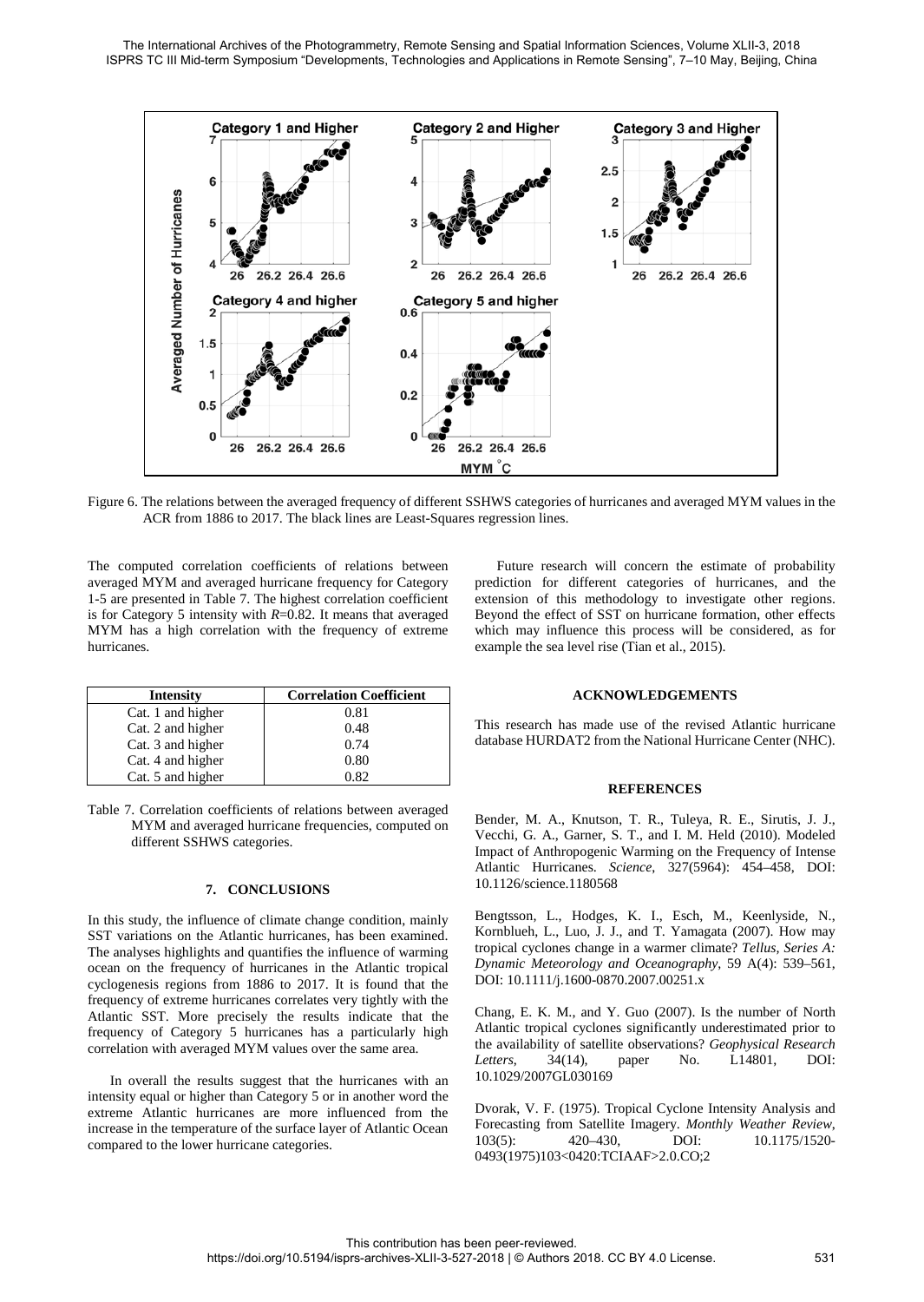Figure 6. The relations between the averaged frequency of different SSHWS categories of hurricanes and averaged MYM values in the ACR from 1886 to 2017. The black lines are Least-Squares regression lines.

The computed correlation coefficients of relations between averaged MYM and averaged hurricane frequency for Category 1-5 are presented in Table 7. The highest correlation coefficient is for Category 5 intensity with *R*=0.82. It means that averaged MYM has a high correlation with the frequency of extreme hurricanes.

| Intensity | Correlation Coefficient |
|---|---|
| Cat. 1 and higher | 0.81 |
| Cat. 2 and higher | 0.48 |
| Cat. 3 and higher | 0.74 |
| Cat. 4 and higher | 0.80 |
| Cat. 5 and higher | 0.82 |

Table 7. Correlation coefficients of relations between averaged MYM and averaged hurricane frequencies, computed on different SSHWS categories.

## 7. CONCLUSIONS

In this study, the influence of climate change condition, mainly SST variations on the Atlantic hurricanes, has been examined. The analyses highlights and quantifies the influence of warming ocean on the frequency of hurricanes in the Atlantic tropical cyclogenesis regions from 1886 to 2017. It is found that the frequency of extreme hurricanes correlates very tightly with the Atlantic SST. More precisely the results indicate that the frequency of Category 5 hurricanes has a particularly high correlation with averaged MYM values over the same area.

In overall the results suggest that the hurricanes with an intensity equal or higher than Category 5 or in another word the extreme Atlantic hurricanes are more influenced from the increase in the temperature of the surface layer of Atlantic Ocean compared to the lower hurricane categories.

Future research will concern the estimate of probability prediction for different categories of hurricanes, and the extension of this methodology to investigate other regions. Beyond the effect of SST on hurricane formation, other effects which may influence this process will be considered, as for example the sea level rise (Tian et al., 2015).

## ACKNOWLEDGEMENTS

This research has made use of the revised Atlantic hurricane database HURDAT2 from the National Hurricane Center (NHC).

## REFERENCES

Bender, M. A., Knutson, T. R., Tuleya, R. E., Sirutis, J. J., Vecchi, G. A., Garner, S. T., and I. M. Held (2010). Modeled Impact of Anthropogenic Warming on the Frequency of Intense Atlantic Hurricanes. *Science*, 327(5964): 454–458, DOI: 10.1126/science.1180568

Bengtsson, L., Hodges, K. I., Esch, M., Keenlyside, N., Kornblueh, L., Luo, J. J., and T. Yamagata (2007). How may tropical cyclones change in a warmer climate? *Tellus, Series A: Dynamic Meteorology and Oceanography*, 59 A(4): 539–561, DOI: 10.1111/j.1600-0870.2007.00251.x

Chang, E. K. M., and Y. Guo (2007). Is the number of North Atlantic tropical cyclones significantly underestimated prior to the availability of satellite observations? *Geophysical Research Letters*, 34(14), paper No. L14801, DOI: 10.1029/2007GL030169

Dvorak, V. F. (1975). Tropical Cyclone Intensity Analysis and Forecasting from Satellite Imagery. *Monthly Weather Review*, 103(5): 420–430, DOI: 10.1175/1520-0493(1975)103<0420:TCIAAF>2.0.CO;2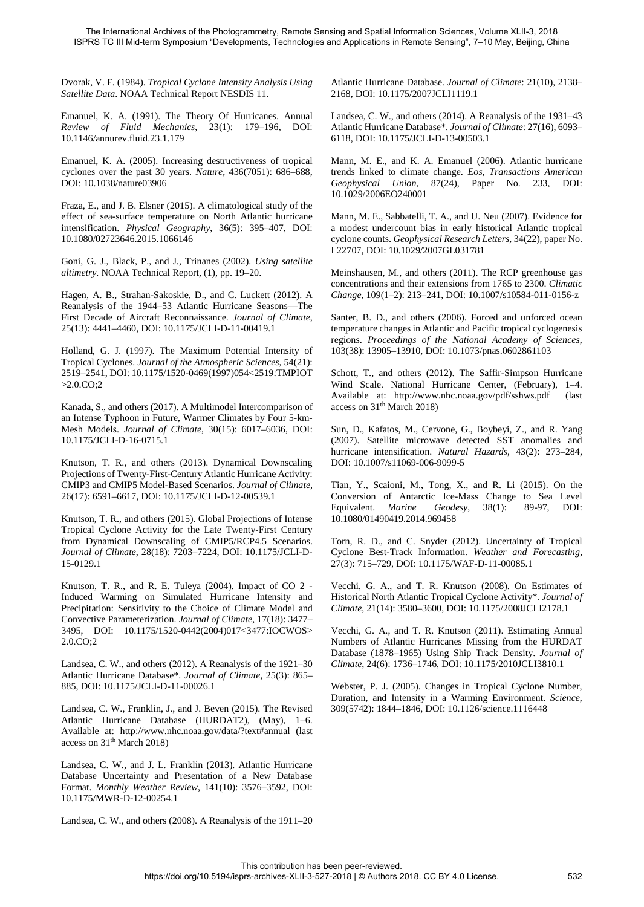Dvorak, V. F. (1984). *Tropical Cyclone Intensity Analysis Using Satellite Data*. NOAA Technical Report NESDIS 11.

Emanuel, K. A. (1991). The Theory Of Hurricanes. Annual *Review of Fluid Mechanics*, 23(1): 179–196, DOI: 10.1146/annurev.fluid.23.1.179

Emanuel, K. A. (2005). Increasing destructiveness of tropical cyclones over the past 30 years. *Nature*, 436(7051): 686–688, DOI: 10.1038/nature03906

Fraza, E., and J. B. Elsner (2015). A climatological study of the effect of sea-surface temperature on North Atlantic hurricane intensification. *Physical Geography*, 36(5): 395–407, DOI: 10.1080/02723646.2015.1066146

Goni, G. J., Black, P., and J., Trinanes (2002). *Using satellite altimetry*. NOAA Technical Report, (1), pp. 19–20.

Hagen, A. B., Strahan-Sakoskie, D., and C. Luckett (2012). A Reanalysis of the 1944–53 Atlantic Hurricane Seasons—The First Decade of Aircraft Reconnaissance. *Journal of Climate*, 25(13): 4441–4460, DOI: 10.1175/JCLI-D-11-00419.1

Holland, G. J. (1997). The Maximum Potential Intensity of Tropical Cyclones. *Journal of the Atmospheric Sciences*, 54(21): 2519–2541, DOI: 10.1175/1520-0469(1997)054<2519:TMPIOT>2.0.CO;2

Kanada, S., and others (2017). A Multimodel Intercomparison of an Intense Typhoon in Future, Warmer Climates by Four 5-km-Mesh Models. *Journal of Climate*, 30(15): 6017–6036, DOI: 10.1175/JCLI-D-16-0715.1

Knutson, T. R., and others (2013). Dynamical Downscaling Projections of Twenty-First-Century Atlantic Hurricane Activity: CMIP3 and CMIP5 Model-Based Scenarios. *Journal of Climate*, 26(17): 6591–6617, DOI: 10.1175/JCLI-D-12-00539.1

Knutson, T. R., and others (2015). Global Projections of Intense Tropical Cyclone Activity for the Late Twenty-First Century from Dynamical Downscaling of CMIP5/RCP4.5 Scenarios. *Journal of Climate*, 28(18): 7203–7224, DOI: 10.1175/JCLI-D-15-0129.1

Knutson, T. R., and R. E. Tuleya (2004). Impact of CO 2 -Induced Warming on Simulated Hurricane Intensity and Precipitation: Sensitivity to the Choice of Climate Model and Convective Parameterization. *Journal of Climate*, 17(18): 3477–3495, DOI: 10.1175/1520-0442(2004)017<3477:IOCWOS>2.0.CO;2

Landsea, C. W., and others (2012). A Reanalysis of the 1921–30 Atlantic Hurricane Database*. *Journal of Climate*, 25(3): 865–885, DOI: 10.1175/JCLI-D-11-00026.1

Landsea, C. W., Franklin, J., and J. Beven (2015). The Revised Atlantic Hurricane Database (HURDAT2), (May), 1–6. Available at: http://www.nhc.noaa.gov/data/?text#annual (last access on 31th March 2018)

Landsea, C. W., and J. L. Franklin (2013). Atlantic Hurricane Database Uncertainty and Presentation of a New Database Format. *Monthly Weather Review*, 141(10): 3576–3592, DOI: 10.1175/MWR-D-12-00254.1

Landsea, C. W., and others (2008). A Reanalysis of the 1911–20 Atlantic Hurricane Database. *Journal of Climate*: 21(10), 2138–2168, DOI: 10.1175/2007JCLI1119.1

Landsea, C. W., and others (2014). A Reanalysis of the 1931–43 Atlantic Hurricane Database*. *Journal of Climate*: 27(16), 6093–6118, DOI: 10.1175/JCLI-D-13-00503.1

Mann, M. E., and K. A. Emanuel (2006). Atlantic hurricane trends linked to climate change. *Eos, Transactions American Geophysical Union*, 87(24), Paper No. 233, DOI: 10.1029/2006EO240001

Mann, M. E., Sabbatelli, T. A., and U. Neu (2007). Evidence for a modest undercount bias in early historical Atlantic tropical cyclone counts. *Geophysical Research Letters*, 34(22), paper No. L22707, DOI: 10.1029/2007GL031781

Meinshausen, M., and others (2011). The RCP greenhouse gas concentrations and their extensions from 1765 to 2300. *Climatic Change*, 109(1–2): 213–241, DOI: 10.1007/s10584-011-0156-z

Santer, B. D., and others (2006). Forced and unforced ocean temperature changes in Atlantic and Pacific tropical cyclogenesis regions. *Proceedings of the National Academy of Sciences*, 103(38): 13905–13910, DOI: 10.1073/pnas.0602861103

Schott, T., and others (2012). The Saffir-Simpson Hurricane Wind Scale. National Hurricane Center, (February), 1–4. Available at: http://www.nhc.noaa.gov/pdf/sshws.pdf (last access on 31th March 2018)

Sun, D., Kafatos, M., Cervone, G., Boybeyi, Z., and R. Yang (2007). Satellite microwave detected SST anomalies and hurricane intensification. *Natural Hazards*, 43(2): 273–284, DOI: 10.1007/s11069-006-9099-5

Tian, Y., Scaioni, M., Tong, X., and R. Li (2015). On the Conversion of Antarctic Ice-Mass Change to Sea Level Equivalent. *Marine Geodesy*, 38(1): 89-97, DOI: 10.1080/01490419.2014.969458

Torn, R. D., and C. Snyder (2012). Uncertainty of Tropical Cyclone Best-Track Information. *Weather and Forecasting*, 27(3): 715–729, DOI: 10.1175/WAF-D-11-00085.1

Vecchi, G. A., and T. R. Knutson (2008). On Estimates of Historical North Atlantic Tropical Cyclone Activity*. *Journal of Climate*, 21(14): 3580–3600, DOI: 10.1175/2008JCLI2178.1

Vecchi, G. A., and T. R. Knutson (2011). Estimating Annual Numbers of Atlantic Hurricanes Missing from the HURDAT Database (1878–1965) Using Ship Track Density. *Journal of Climate*, 24(6): 1736–1746, DOI: 10.1175/2010JCLI3810.1

Webster, P. J. (2005). Changes in Tropical Cyclone Number, Duration, and Intensity in a Warming Environment. *Science*, 309(5742): 1844–1846, DOI: 10.1126/science.1116448